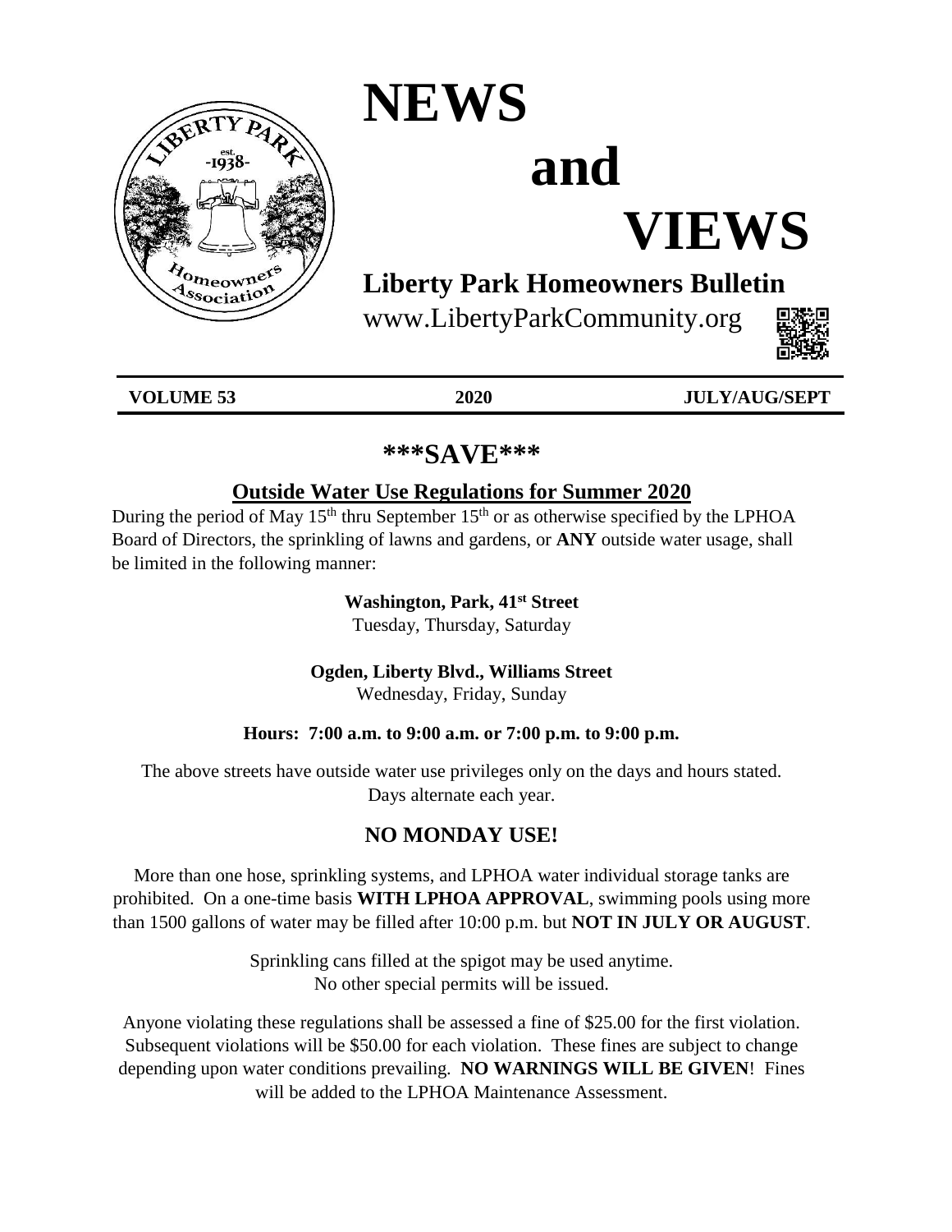# NEWS and VIEWS

## Liberty Park Homeowners Bulletin

www.LibertyParkCommunity.org

**VOLUME 53** | **2020** | **JULY/AUG/SEPT**

## \*\*\*SAVE\*\*\*

### Outside Water Use Regulations for Summer 2020

During the period of May 15th thru September 15th or as otherwise specified by the LPHOA Board of Directors, the sprinkling of lawns and gardens, or **ANY** outside water usage, shall be limited in the following manner:

**Washington, Park, 41st Street**
Tuesday, Thursday, Saturday

**Ogden, Liberty Blvd., Williams Street**
Wednesday, Friday, Sunday

**Hours: 7:00 a.m. to 9:00 a.m. or 7:00 p.m. to 9:00 p.m.**

The above streets have outside water use privileges only on the days and hours stated. Days alternate each year.

### NO MONDAY USE!

More than one hose, sprinkling systems, and LPHOA water individual storage tanks are prohibited. On a one-time basis **WITH LPHOA APPROVAL**, swimming pools using more than 1500 gallons of water may be filled after 10:00 p.m. but **NOT IN JULY OR AUGUST**.

Sprinkling cans filled at the spigot may be used anytime.
No other special permits will be issued.

Anyone violating these regulations shall be assessed a fine of $25.00 for the first violation. Subsequent violations will be $50.00 for each violation. These fines are subject to change depending upon water conditions prevailing. **NO WARNINGS WILL BE GIVEN**! Fines will be added to the LPHOA Maintenance Assessment.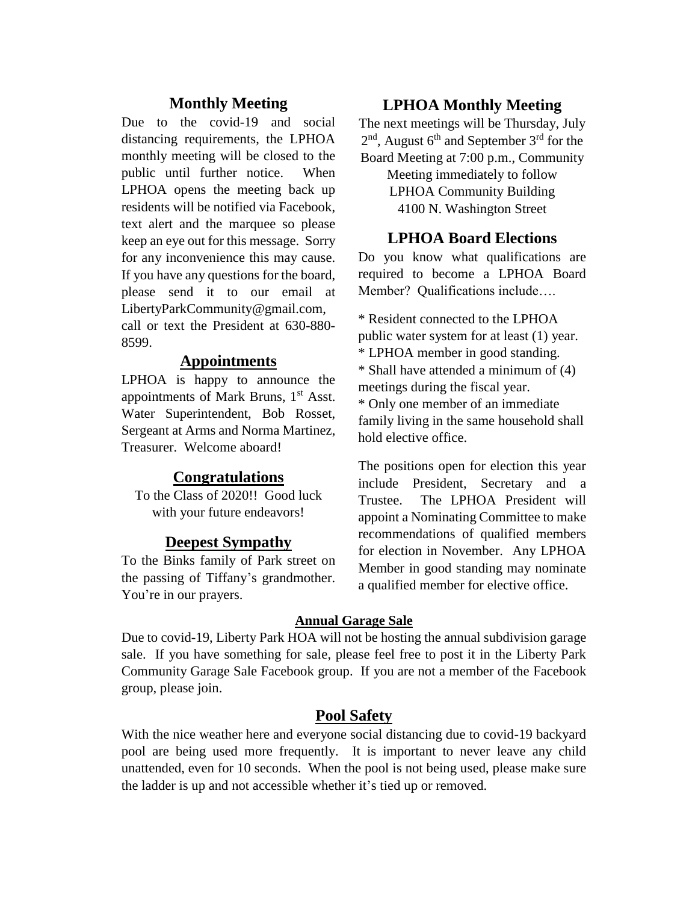## Monthly Meeting

Due to the covid-19 and social distancing requirements, the LPHOA monthly meeting will be closed to the public until further notice. When LPHOA opens the meeting back up residents will be notified via Facebook, text alert and the marquee so please keep an eye out for this message. Sorry for any inconvenience this may cause. If you have any questions for the board, please send it to our email at LibertyParkCommunity@gmail.com, call or text the President at 630-880-8599.

## Appointments

LPHOA is happy to announce the appointments of Mark Bruns, 1st Asst. Water Superintendent, Bob Rosset, Sergeant at Arms and Norma Martinez, Treasurer. Welcome aboard!

## Congratulations

To the Class of 2020!! Good luck with your future endeavors!

## Deepest Sympathy

To the Binks family of Park street on the passing of Tiffany's grandmother. You're in our prayers.

## LPHOA Monthly Meeting

The next meetings will be Thursday, July 2nd, August 6th and September 3rd for the Board Meeting at 7:00 p.m., Community Meeting immediately to follow
LPHOA Community Building
4100 N. Washington Street

## LPHOA Board Elections

Do you know what qualifications are required to become a LPHOA Board Member? Qualifications include….

* Resident connected to the LPHOA public water system for at least (1) year.
* LPHOA member in good standing.
* Shall have attended a minimum of (4) meetings during the fiscal year.
* Only one member of an immediate family living in the same household shall hold elective office.

The positions open for election this year include President, Secretary and a Trustee. The LPHOA President will appoint a Nominating Committee to make recommendations of qualified members for election in November. Any LPHOA Member in good standing may nominate a qualified member for elective office.

### Annual Garage Sale

Due to covid-19, Liberty Park HOA will not be hosting the annual subdivision garage sale. If you have something for sale, please feel free to post it in the Liberty Park Community Garage Sale Facebook group. If you are not a member of the Facebook group, please join.

## Pool Safety

With the nice weather here and everyone social distancing due to covid-19 backyard pool are being used more frequently. It is important to never leave any child unattended, even for 10 seconds. When the pool is not being used, please make sure the ladder is up and not accessible whether it's tied up or removed.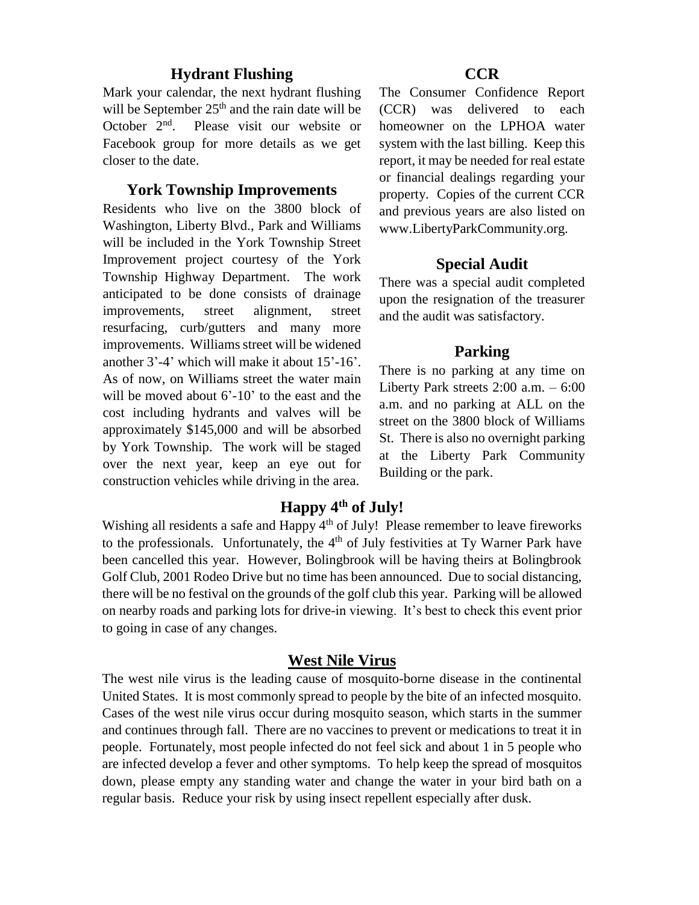## Hydrant Flushing

Mark your calendar, the next hydrant flushing will be September 25th and the rain date will be October 2nd. Please visit our website or Facebook group for more details as we get closer to the date.

## York Township Improvements

Residents who live on the 3800 block of Washington, Liberty Blvd., Park and Williams will be included in the York Township Street Improvement project courtesy of the York Township Highway Department. The work anticipated to be done consists of drainage improvements, street alignment, street resurfacing, curb/gutters and many more improvements. Williams street will be widened another 3'-4' which will make it about 15'-16'. As of now, on Williams street the water main will be moved about 6'-10' to the east and the cost including hydrants and valves will be approximately $145,000 and will be absorbed by York Township. The work will be staged over the next year, keep an eye out for construction vehicles while driving in the area.

## CCR

The Consumer Confidence Report (CCR) was delivered to each homeowner on the LPHOA water system with the last billing. Keep this report, it may be needed for real estate or financial dealings regarding your property. Copies of the current CCR and previous years are also listed on www.LibertyParkCommunity.org.

## Special Audit

There was a special audit completed upon the resignation of the treasurer and the audit was satisfactory.

## Parking

There is no parking at any time on Liberty Park streets 2:00 a.m. – 6:00 a.m. and no parking at ALL on the street on the 3800 block of Williams St. There is also no overnight parking at the Liberty Park Community Building or the park.

## Happy 4th of July!

Wishing all residents a safe and Happy 4th of July! Please remember to leave fireworks to the professionals. Unfortunately, the 4th of July festivities at Ty Warner Park have been cancelled this year. However, Bolingbrook will be having theirs at Bolingbrook Golf Club, 2001 Rodeo Drive but no time has been announced. Due to social distancing, there will be no festival on the grounds of the golf club this year. Parking will be allowed on nearby roads and parking lots for drive-in viewing. It's best to check this event prior to going in case of any changes.

## West Nile Virus

The west nile virus is the leading cause of mosquito-borne disease in the continental United States. It is most commonly spread to people by the bite of an infected mosquito. Cases of the west nile virus occur during mosquito season, which starts in the summer and continues through fall. There are no vaccines to prevent or medications to treat it in people. Fortunately, most people infected do not feel sick and about 1 in 5 people who are infected develop a fever and other symptoms. To help keep the spread of mosquitos down, please empty any standing water and change the water in your bird bath on a regular basis. Reduce your risk by using insect repellent especially after dusk.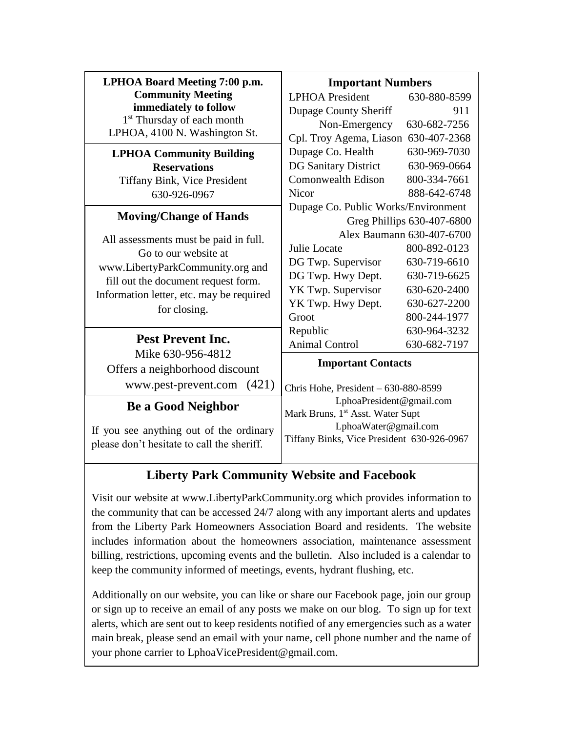**LPHOA Board Meeting 7:00 p.m.**
**Community Meeting immediately to follow**
1st Thursday of each month
LPHOA, 4100 N. Washington St.

**LPHOA Community Building Reservations**
Tiffany Bink, Vice President
630-926-0967

### Moving/Change of Hands

All assessments must be paid in full. Go to our website at www.LibertyParkCommunity.org and fill out the document request form. Information letter, etc. may be required for closing.

### Pest Prevent Inc.

Mike 630-956-4812
Offers a neighborhood discount
www.pest-prevent.com (421)

### Be a Good Neighbor

If you see anything out of the ordinary please don't hesitate to call the sheriff.

### Important Numbers

| | |
|---|---|
| LPHOA President | 630-880-8599 |
| Dupage County Sheriff | 911 |
| Non-Emergency | 630-682-7256 |
| Cpl. Troy Agema, Liason | 630-407-2368 |
| Dupage Co. Health | 630-969-7030 |
| DG Sanitary District | 630-969-0664 |
| Comonwealth Edison | 800-334-7661 |
| Nicor | 888-642-6748 |
| Dupage Co. Public Works/Environment | |
| Greg Phillips | 630-407-6800 |
| Alex Baumann | 630-407-6700 |
| Julie Locate | 800-892-0123 |
| DG Twp. Supervisor | 630-719-6610 |
| DG Twp. Hwy Dept. | 630-719-6625 |
| YK Twp. Supervisor | 630-620-2400 |
| YK Twp. Hwy Dept. | 630-627-2200 |
| Groot | 800-244-1977 |
| Republic | 630-964-3232 |
| Animal Control | 630-682-7197 |

**Important Contacts**

Chris Hohe, President – 630-880-8599
LphoaPresident@gmail.com
Mark Bruns, 1st Asst. Water Supt
LphoaWater@gmail.com
Tiffany Binks, Vice President 630-926-0967

## Liberty Park Community Website and Facebook

Visit our website at www.LibertyParkCommunity.org which provides information to the community that can be accessed 24/7 along with any important alerts and updates from the Liberty Park Homeowners Association Board and residents. The website includes information about the homeowners association, maintenance assessment billing, restrictions, upcoming events and the bulletin. Also included is a calendar to keep the community informed of meetings, events, hydrant flushing, etc.

Additionally on our website, you can like or share our Facebook page, join our group or sign up to receive an email of any posts we make on our blog. To sign up for text alerts, which are sent out to keep residents notified of any emergencies such as a water main break, please send an email with your name, cell phone number and the name of your phone carrier to LphoaVicePresident@gmail.com.